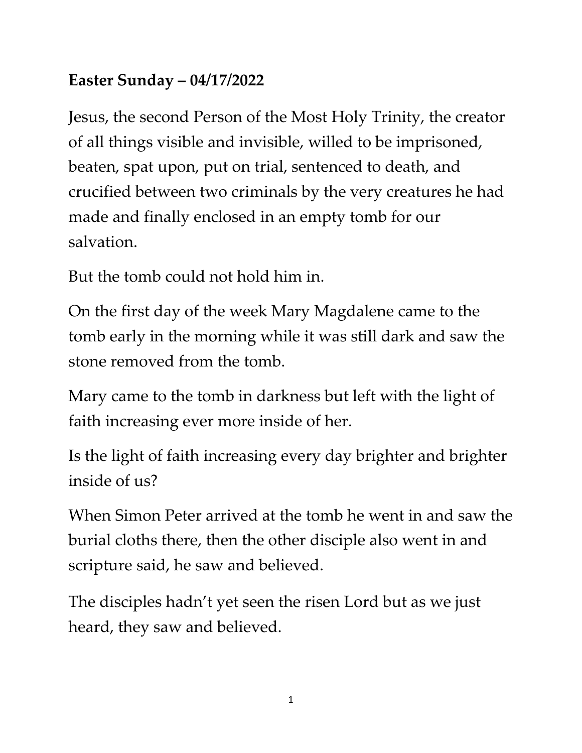**Easter Sunday – 04/17/2022**

Jesus, the second Person of the Most Holy Trinity, the creator of all things visible and invisible, willed to be imprisoned, beaten, spat upon, put on trial, sentenced to death, and crucified between two criminals by the very creatures he had made and finally enclosed in an empty tomb for our salvation.

But the tomb could not hold him in.

On the first day of the week Mary Magdalene came to the tomb early in the morning while it was still dark and saw the stone removed from the tomb.

Mary came to the tomb in darkness but left with the light of faith increasing ever more inside of her.

Is the light of faith increasing every day brighter and brighter inside of us?

When Simon Peter arrived at the tomb he went in and saw the burial cloths there, then the other disciple also went in and scripture said, he saw and believed.

The disciples hadn't yet seen the risen Lord but as we just heard, they saw and believed.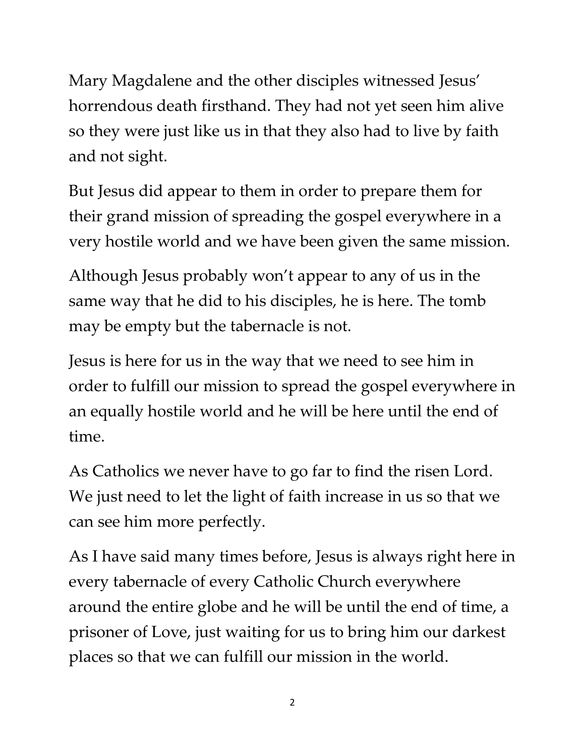Mary Magdalene and the other disciples witnessed Jesus' horrendous death firsthand. They had not yet seen him alive so they were just like us in that they also had to live by faith and not sight.

But Jesus did appear to them in order to prepare them for their grand mission of spreading the gospel everywhere in a very hostile world and we have been given the same mission.

Although Jesus probably won't appear to any of us in the same way that he did to his disciples, he is here. The tomb may be empty but the tabernacle is not.

Jesus is here for us in the way that we need to see him in order to fulfill our mission to spread the gospel everywhere in an equally hostile world and he will be here until the end of time.

As Catholics we never have to go far to find the risen Lord. We just need to let the light of faith increase in us so that we can see him more perfectly.

As I have said many times before, Jesus is always right here in every tabernacle of every Catholic Church everywhere around the entire globe and he will be until the end of time, a prisoner of Love, just waiting for us to bring him our darkest places so that we can fulfill our mission in the world.